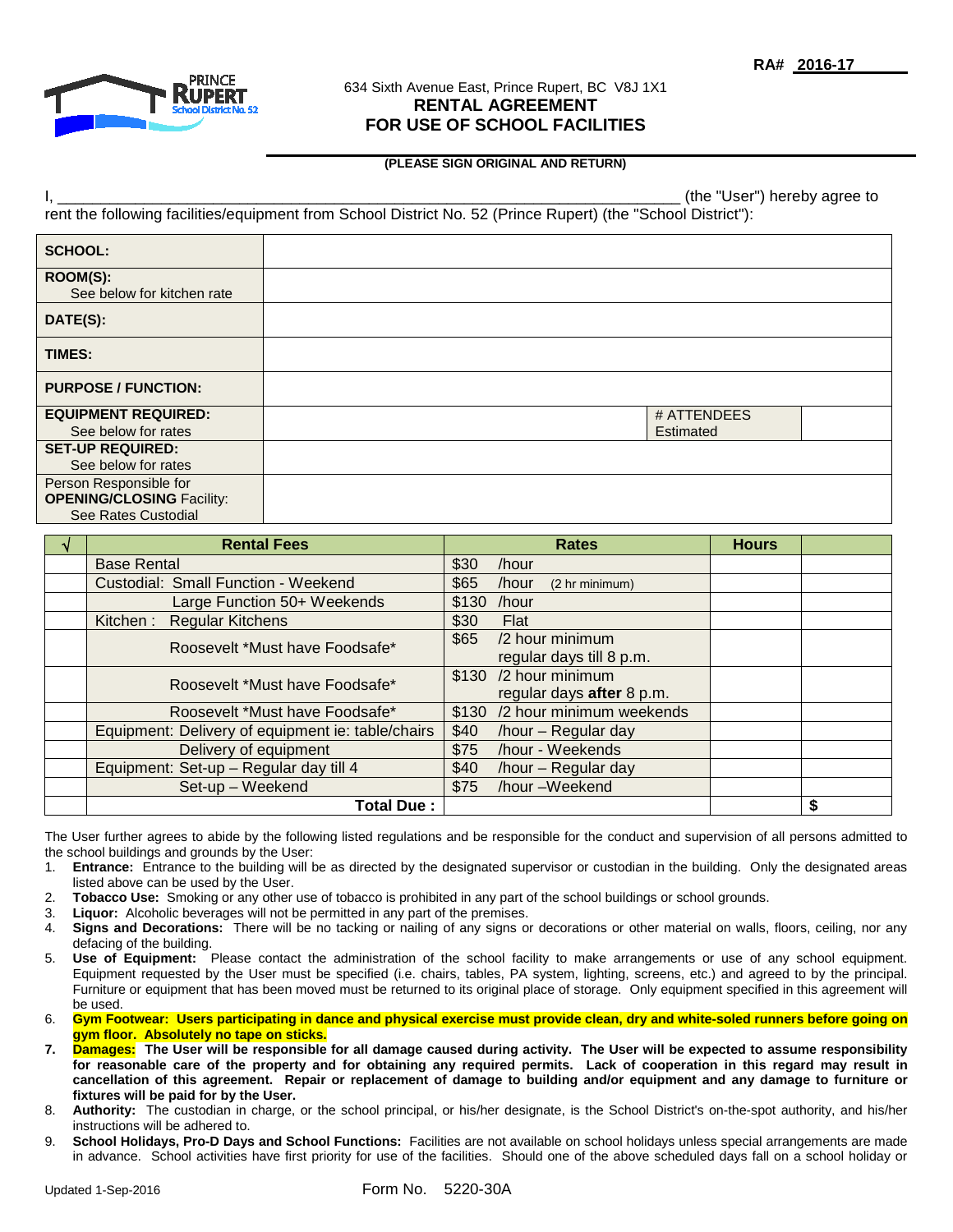RA# 2016-17

PRINCE RUPERT School District No. 52

634 Sixth Avenue East, Prince Rupert, BC V8J 1X1

# RENTAL AGREEMENT
# FOR USE OF SCHOOL FACILITIES

**(PLEASE SIGN ORIGINAL AND RETURN)**

I, ___________________________________________________________________________ (the "User") hereby agree to rent the following facilities/equipment from School District No. 52 (Prince Rupert) (the "School District"):

| | | | |
|---|---|---|---|
| **SCHOOL:** | | | |
| **ROOM(S):** See below for kitchen rate | | | |
| **DATE(S):** | | | |
| **TIMES:** | | | |
| **PURPOSE / FUNCTION:** | | | |
| **EQUIPMENT REQUIRED:** See below for rates | | # ATTENDEES Estimated | |
| **SET-UP REQUIRED:** See below for rates | | | |
| Person Responsible for **OPENING/CLOSING** Facility: See Rates Custodial | | | |

| √ | Rental Fees | Rates | Hours | |
|---|---|---|---|---|
| | Base Rental | $30 /hour | | |
| | Custodial: Small Function - Weekend | $65 /hour (2 hr minimum) | | |
| | Large Function 50+ Weekends | $130 /hour | | |
| | Kitchen : Regular Kitchens | $30 Flat | | |
| | Roosevelt *Must have Foodsafe* | $65 /2 hour minimum regular days till 8 p.m. | | |
| | Roosevelt *Must have Foodsafe* | $130 /2 hour minimum regular days **after** 8 p.m. | | |
| | Roosevelt *Must have Foodsafe* | $130 /2 hour minimum weekends | | |
| | Equipment: Delivery of equipment ie: table/chairs | $40 /hour – Regular day | | |
| | Delivery of equipment | $75 /hour - Weekends | | |
| | Equipment: Set-up – Regular day till 4 | $40 /hour – Regular day | | |
| | Set-up – Weekend | $75 /hour –Weekend | | |
| | **Total Due :** | | | **$** |

The User further agrees to abide by the following listed regulations and be responsible for the conduct and supervision of all persons admitted to the school buildings and grounds by the User:

1. **Entrance:** Entrance to the building will be as directed by the designated supervisor or custodian in the building. Only the designated areas listed above can be used by the User.
2. **Tobacco Use:** Smoking or any other use of tobacco is prohibited in any part of the school buildings or school grounds.
3. **Liquor:** Alcoholic beverages will not be permitted in any part of the premises.
4. **Signs and Decorations:** There will be no tacking or nailing of any signs or decorations or other material on walls, floors, ceiling, nor any defacing of the building.
5. **Use of Equipment:** Please contact the administration of the school facility to make arrangements or use of any school equipment. Equipment requested by the User must be specified (i.e. chairs, tables, PA system, lighting, screens, etc.) and agreed to by the principal. Furniture or equipment that has been moved must be returned to its original place of storage. Only equipment specified in this agreement will be used.
6. **Gym Footwear: Users participating in dance and physical exercise must provide clean, dry and white-soled runners before going on gym floor. Absolutely no tape on sticks.**
7. **Damages: The User will be responsible for all damage caused during activity. The User will be expected to assume responsibility for reasonable care of the property and for obtaining any required permits. Lack of cooperation in this regard may result in cancellation of this agreement. Repair or replacement of damage to building and/or equipment and any damage to furniture or fixtures will be paid for by the User.**
8. **Authority:** The custodian in charge, or the school principal, or his/her designate, is the School District's on-the-spot authority, and his/her instructions will be adhered to.
9. **School Holidays, Pro-D Days and School Functions:** Facilities are not available on school holidays unless special arrangements are made in advance. School activities have first priority for use of the facilities. Should one of the above scheduled days fall on a school holiday or

Updated 1-Sep-2016 Form No. 5220-30A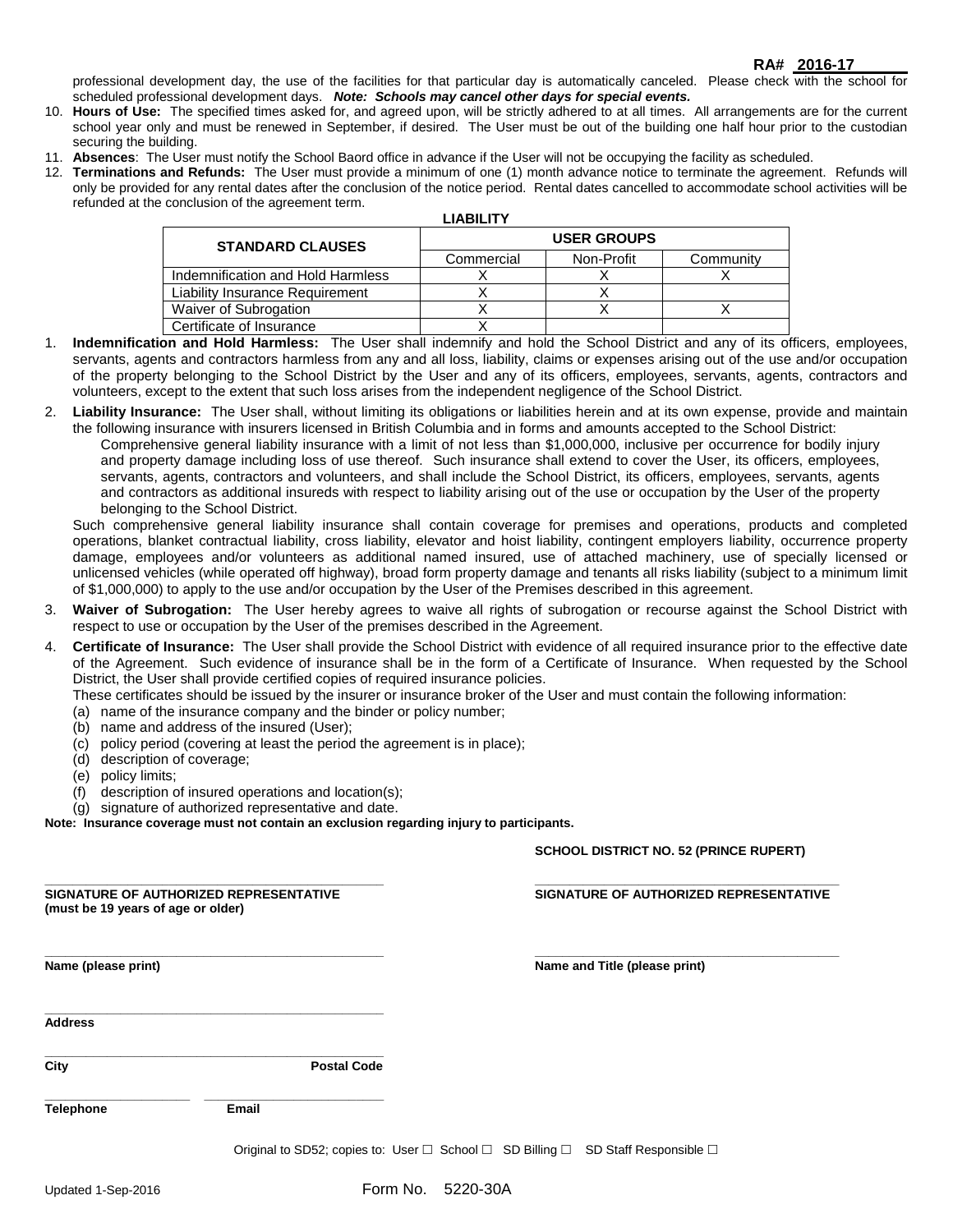RA# 2016-17

professional development day, the use of the facilities for that particular day is automatically canceled. Please check with the school for scheduled professional development days. ***Note: Schools may cancel other days for special events.***

10. **Hours of Use:** The specified times asked for, and agreed upon, will be strictly adhered to at all times. All arrangements are for the current school year only and must be renewed in September, if desired. The User must be out of the building one half hour prior to the custodian securing the building.
11. **Absences**: The User must notify the School Baord office in advance if the User will not be occupying the facility as scheduled.
12. **Terminations and Refunds:** The User must provide a minimum of one (1) month advance notice to terminate the agreement. Refunds will only be provided for any rental dates after the conclusion of the notice period. Rental dates cancelled to accommodate school activities will be refunded at the conclusion of the agreement term.

**LIABILITY**

| STANDARD CLAUSES | USER GROUPS | | |
|---|---|---|---|
| | Commercial | Non-Profit | Community |
| Indemnification and Hold Harmless | X | X | X |
| Liability Insurance Requirement | X | X | |
| Waiver of Subrogation | X | X | X |
| Certificate of Insurance | X | | |

1. **Indemnification and Hold Harmless:** The User shall indemnify and hold the School District and any of its officers, employees, servants, agents and contractors harmless from any and all loss, liability, claims or expenses arising out of the use and/or occupation of the property belonging to the School District by the User and any of its officers, employees, servants, agents, contractors and volunteers, except to the extent that such loss arises from the independent negligence of the School District.
2. **Liability Insurance:** The User shall, without limiting its obligations or liabilities herein and at its own expense, provide and maintain the following insurance with insurers licensed in British Columbia and in forms and amounts accepted to the School District:

   Comprehensive general liability insurance with a limit of not less than $1,000,000, inclusive per occurrence for bodily injury and property damage including loss of use thereof. Such insurance shall extend to cover the User, its officers, employees, servants, agents, contractors and volunteers, and shall include the School District, its officers, employees, servants, agents and contractors as additional insureds with respect to liability arising out of the use or occupation by the User of the property belonging to the School District.

   Such comprehensive general liability insurance shall contain coverage for premises and operations, products and completed operations, blanket contractual liability, cross liability, elevator and hoist liability, contingent employers liability, occurrence property damage, employees and/or volunteers as additional named insured, use of attached machinery, use of specially licensed or unlicensed vehicles (while operated off highway), broad form property damage and tenants all risks liability (subject to a minimum limit of $1,000,000) to apply to the use and/or occupation by the User of the Premises described in this agreement.
3. **Waiver of Subrogation:** The User hereby agrees to waive all rights of subrogation or recourse against the School District with respect to use or occupation by the User of the premises described in the Agreement.
4. **Certificate of Insurance:** The User shall provide the School District with evidence of all required insurance prior to the effective date of the Agreement. Such evidence of insurance shall be in the form of a Certificate of Insurance. When requested by the School District, the User shall provide certified copies of required insurance policies.

   These certificates should be issued by the insurer or insurance broker of the User and must contain the following information:

   (a) name of the insurance company and the binder or policy number;
   (b) name and address of the insured (User);
   (c) policy period (covering at least the period the agreement is in place);
   (d) description of coverage;
   (e) policy limits;
   (f) description of insured operations and location(s);
   (g) signature of authorized representative and date.

**Note: Insurance coverage must not contain an exclusion regarding injury to participants.**

**SCHOOL DISTRICT NO. 52 (PRINCE RUPERT)**

\_\_\_\_\_\_\_\_\_\_\_\_\_\_\_\_\_\_\_\_\_\_\_\_\_\_\_\_\_\_\_\_\_\_\_\_\_\_\_
**SIGNATURE OF AUTHORIZED REPRESENTATIVE**
**(must be 19 years of age or older)**

\_\_\_\_\_\_\_\_\_\_\_\_\_\_\_\_\_\_\_\_\_\_\_\_\_\_\_\_\_\_\_\_\_\_\_\_\_\_\_
**SIGNATURE OF AUTHORIZED REPRESENTATIVE**

\_\_\_\_\_\_\_\_\_\_\_\_\_\_\_\_\_\_\_\_\_\_\_\_\_\_\_\_\_\_\_\_\_\_\_\_\_\_\_
**Name (please print)**

\_\_\_\_\_\_\_\_\_\_\_\_\_\_\_\_\_\_\_\_\_\_\_\_\_\_\_\_\_\_\_\_\_\_\_\_\_\_\_
**Name and Title (please print)**

\_\_\_\_\_\_\_\_\_\_\_\_\_\_\_\_\_\_\_\_\_\_\_\_\_\_\_\_\_\_\_\_\_\_\_\_\_\_\_
**Address**

\_\_\_\_\_\_\_\_\_\_\_\_\_\_\_\_\_\_\_\_\_\_\_\_\_\_\_\_\_\_\_\_\_\_\_\_\_\_\_
**City** **Postal Code**

\_\_\_\_\_\_\_\_\_\_\_\_\_\_\_\_\_\_\_\_ \_\_\_\_\_\_\_\_\_\_\_\_\_\_\_\_\_\_\_\_
**Telephone** **Email**

Original to SD52; copies to: User ☐ School ☐ SD Billing ☐ SD Staff Responsible ☐

Updated 1-Sep-2016

Form No. 5220-30A